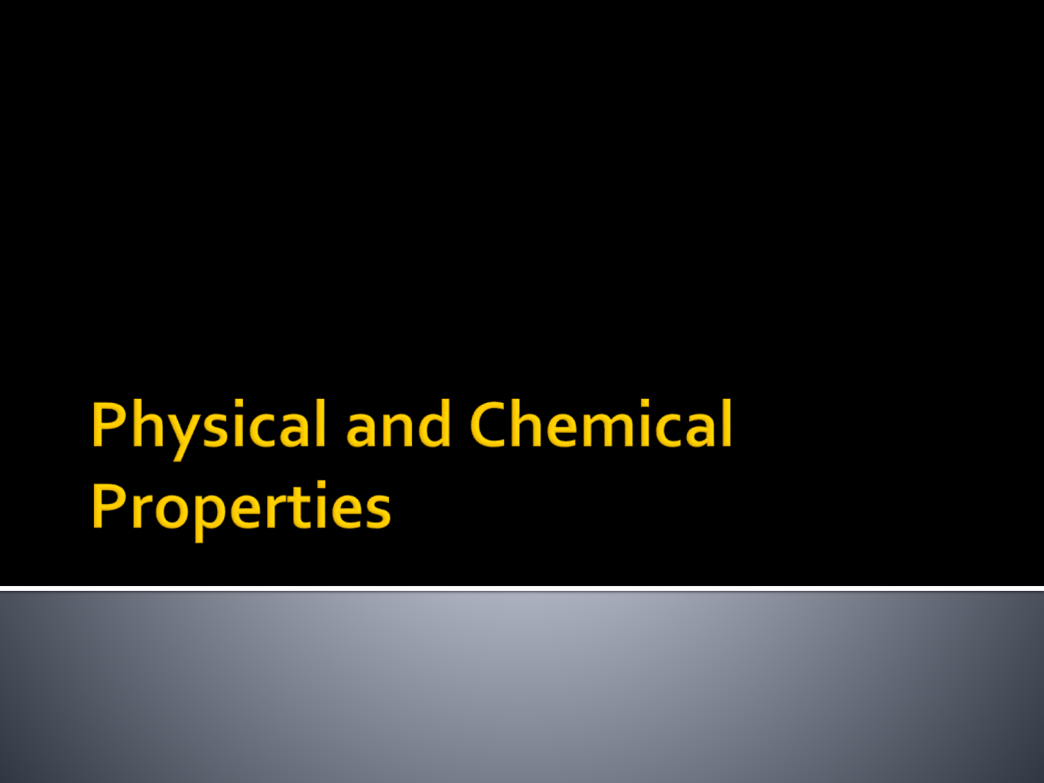# Physical and Chemical Properties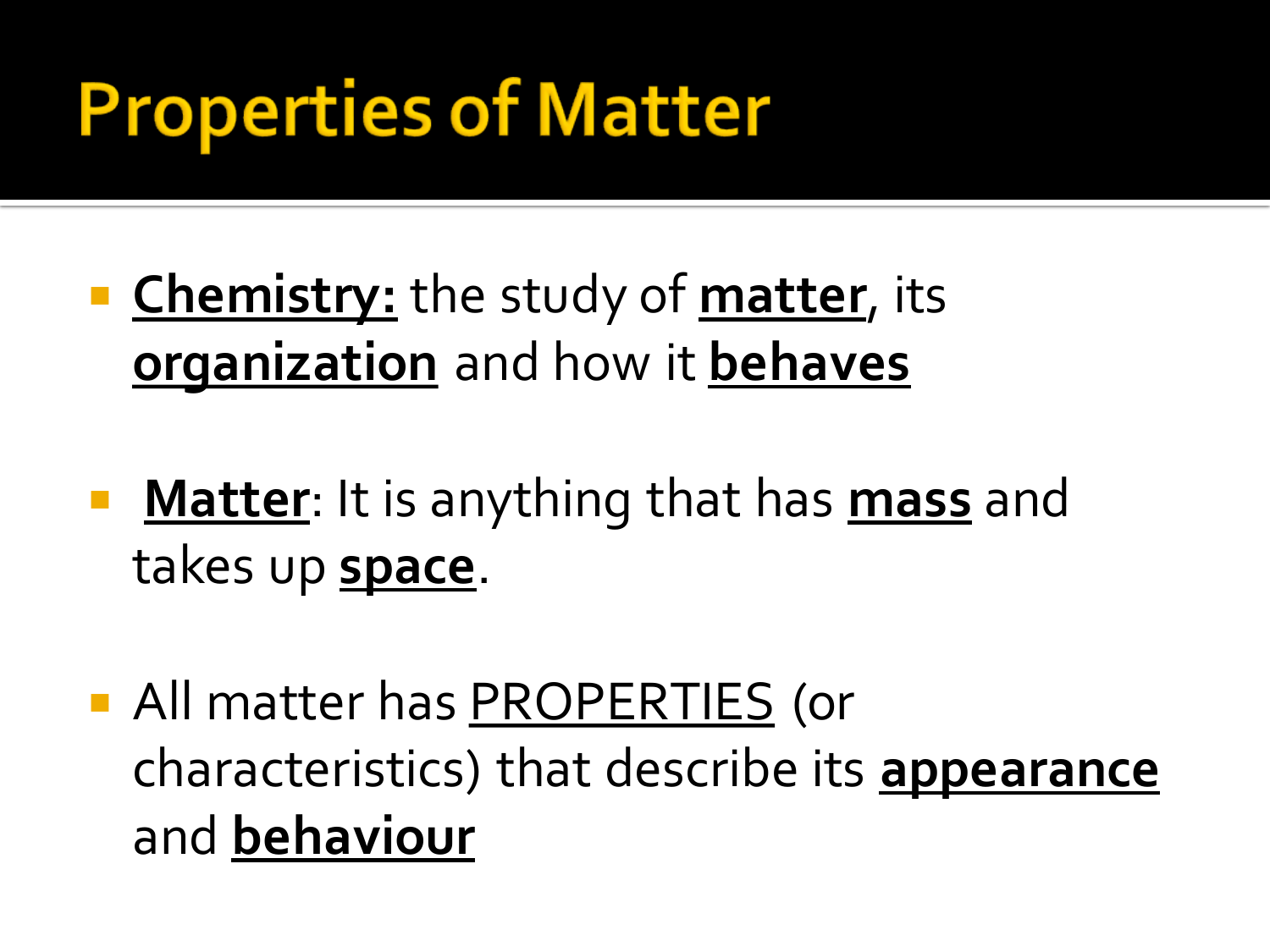# Properties of Matter

- **Chemistry:** the study of **matter**, its **organization** and how it **behaves**

- **Matter**: It is anything that has **mass** and takes up **space**.

- All matter has PROPERTIES (or characteristics) that describe its **appearance** and **behaviour**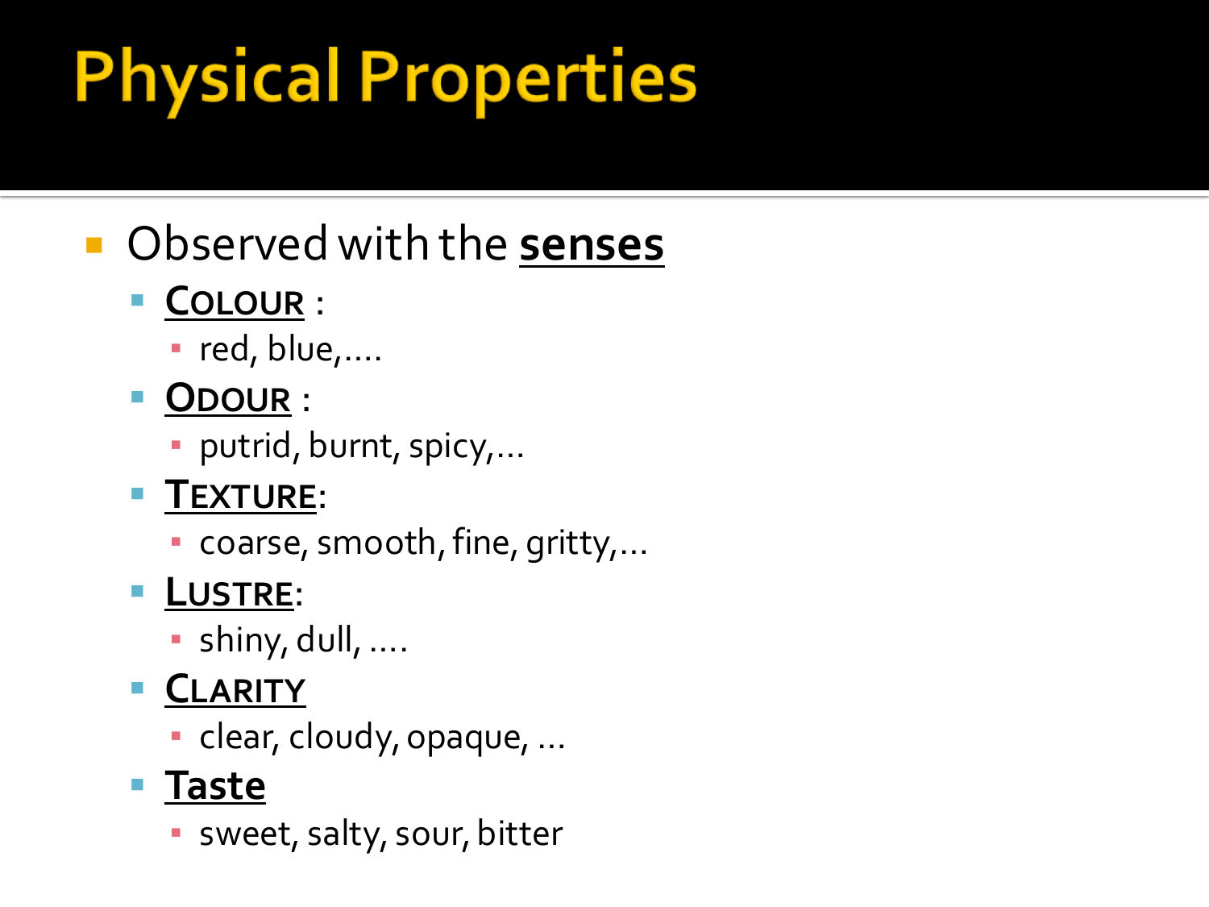# Physical Properties

- Observed with the **senses**
  - **COLOUR** :
    - red, blue,....
  - **ODOUR** :
    - putrid, burnt, spicy,...
  - **TEXTURE**:
    - coarse, smooth, fine, gritty,...
  - **LUSTRE**:
    - shiny, dull, ....
  - **CLARITY**
    - clear, cloudy, opaque, ...
  - **Taste**
    - sweet, salty, sour, bitter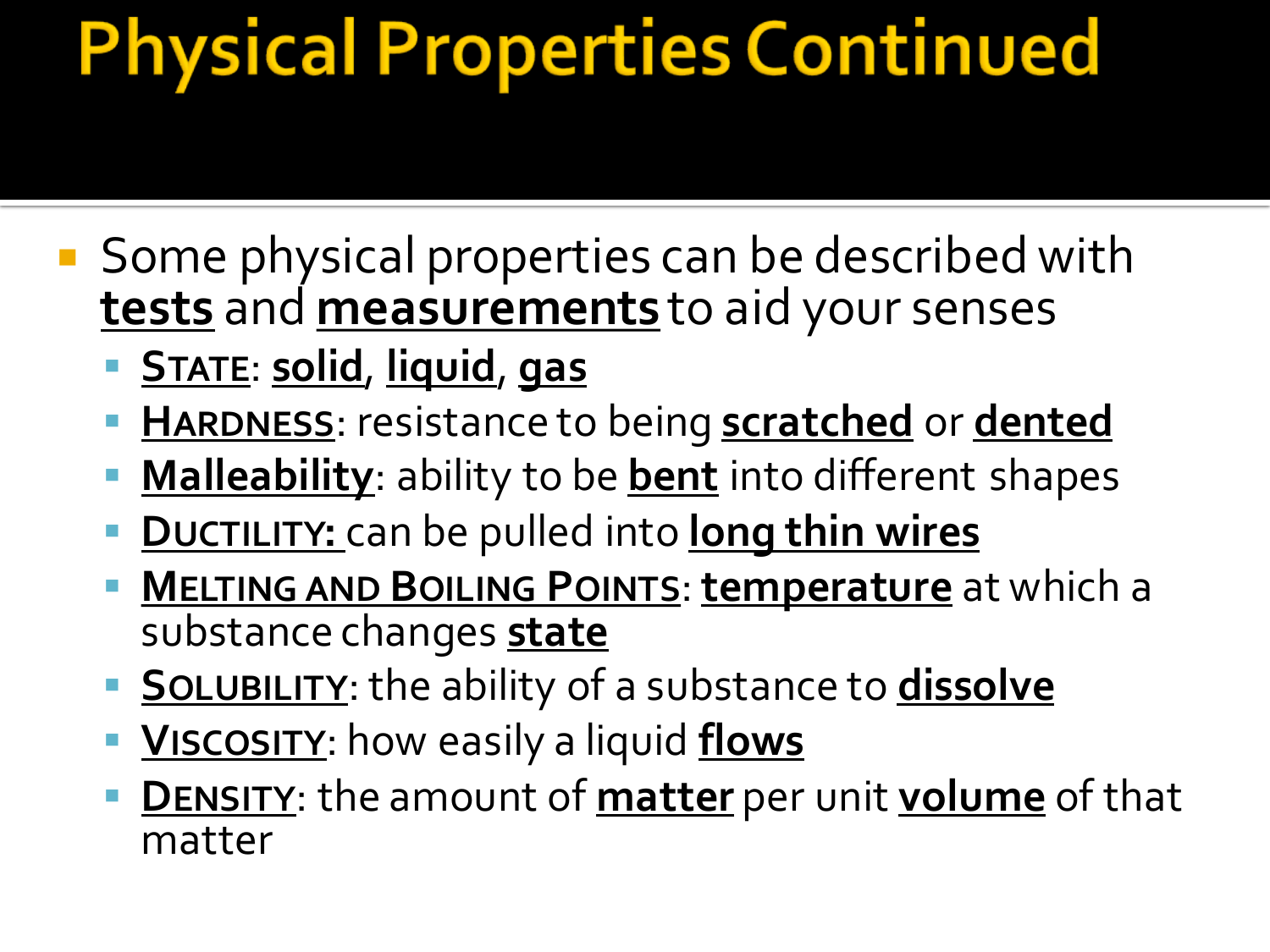# Physical Properties Continued

- Some physical properties can be described with **tests** and **measurements** to aid your senses
  - **STATE**: **solid**, **liquid**, **gas**
  - **HARDNESS**: resistance to being **scratched** or **dented**
  - **Malleability**: ability to be **bent** into different shapes
  - **DUCTILITY:** can be pulled into **long thin wires**
  - **MELTING AND BOILING POINTS**: **temperature** at which a substance changes **state**
  - **SOLUBILITY**: the ability of a substance to **dissolve**
  - **VISCOSITY**: how easily a liquid **flows**
  - **DENSITY**: the amount of **matter** per unit **volume** of that matter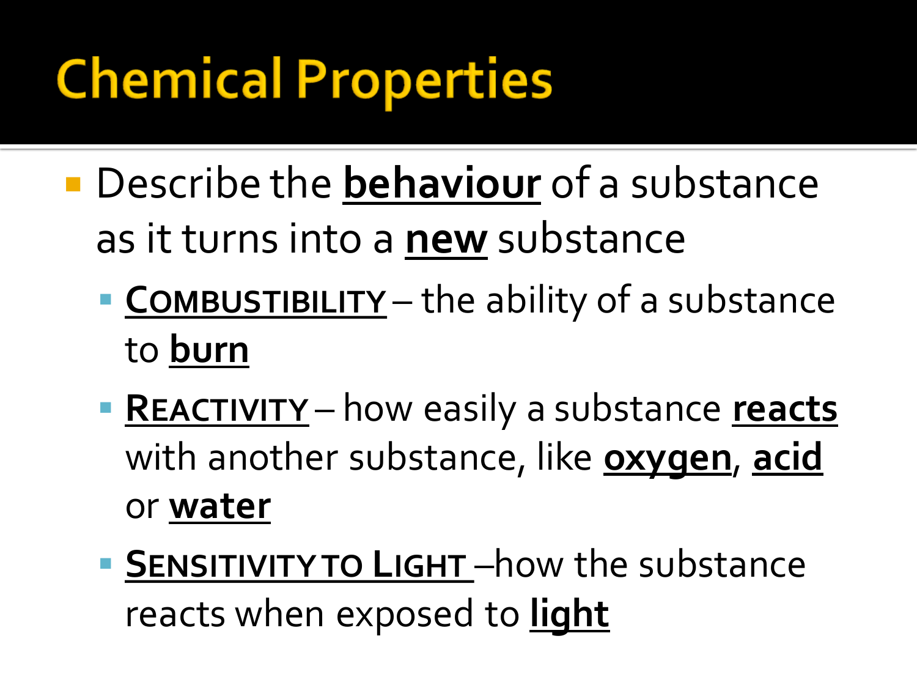# Chemical Properties

- Describe the **behaviour** of a substance as it turns into a **new** substance
  - **COMBUSTIBILITY** – the ability of a substance to **burn**
  - **REACTIVITY** – how easily a substance **reacts** with another substance, like **oxygen**, **acid** or **water**
  - **SENSITIVITY TO LIGHT** –how the substance reacts when exposed to **light**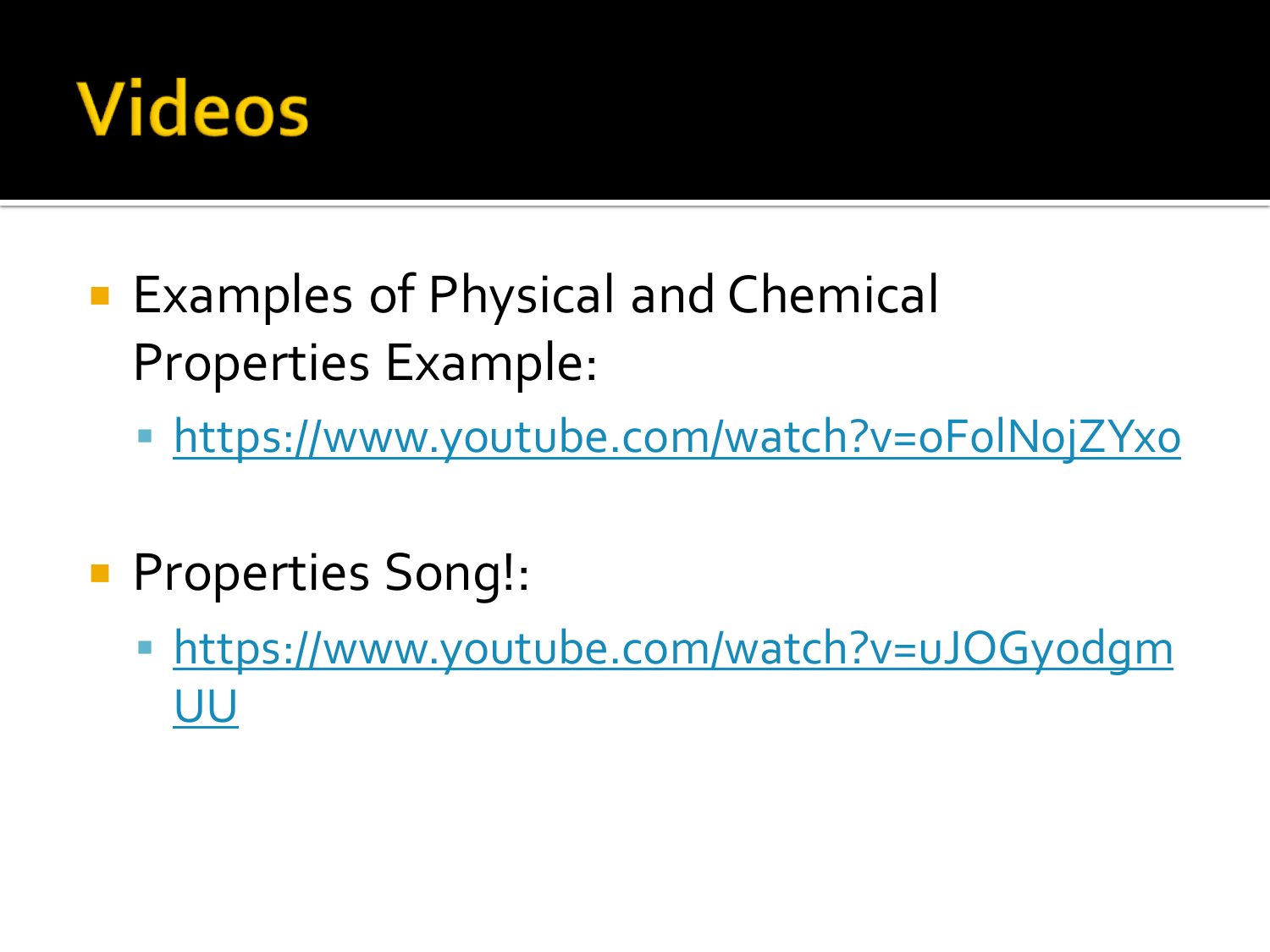# Videos

- Examples of Physical and Chemical Properties Example:
  - https://www.youtube.com/watch?v=oFolNojZYxo
- Properties Song!:
  - https://www.youtube.com/watch?v=uJOGyodgmUU